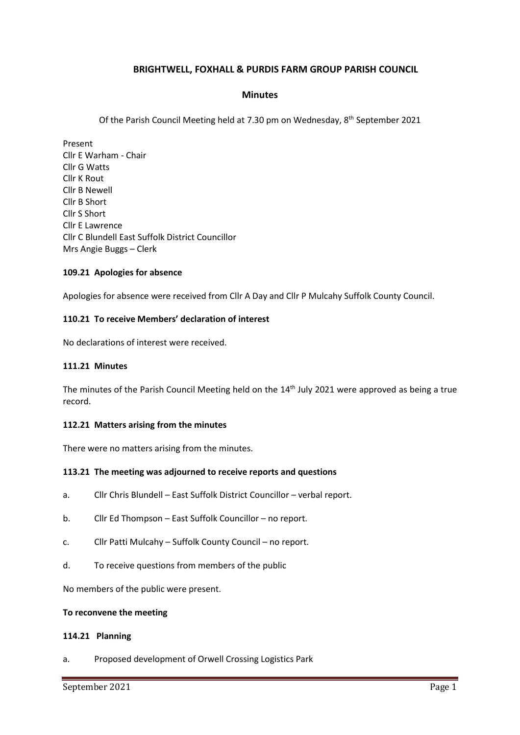**BRIGHTWELL, FOXHALL & PURDIS FARM GROUP PARISH COUNCIL**

**Minutes**

Of the Parish Council Meeting held at 7.30 pm on Wednesday, 8th September 2021

Present
Cllr E Warham - Chair
Cllr G Watts
Cllr K Rout
Cllr B Newell
Cllr B Short
Cllr S Short
Cllr E Lawrence
Cllr C Blundell East Suffolk District Councillor
Mrs Angie Buggs – Clerk

**109.21 Apologies for absence**

Apologies for absence were received from Cllr A Day and Cllr P Mulcahy Suffolk County Council.

**110.21 To receive Members' declaration of interest**

No declarations of interest were received.

**111.21 Minutes**

The minutes of the Parish Council Meeting held on the 14th July 2021 were approved as being a true record.

**112.21 Matters arising from the minutes**

There were no matters arising from the minutes.

**113.21 The meeting was adjourned to receive reports and questions**

a. Cllr Chris Blundell – East Suffolk District Councillor – verbal report.

b. Cllr Ed Thompson – East Suffolk Councillor – no report.

c. Cllr Patti Mulcahy – Suffolk County Council – no report.

d. To receive questions from members of the public

No members of the public were present.

**To reconvene the meeting**

**114.21 Planning**

a. Proposed development of Orwell Crossing Logistics Park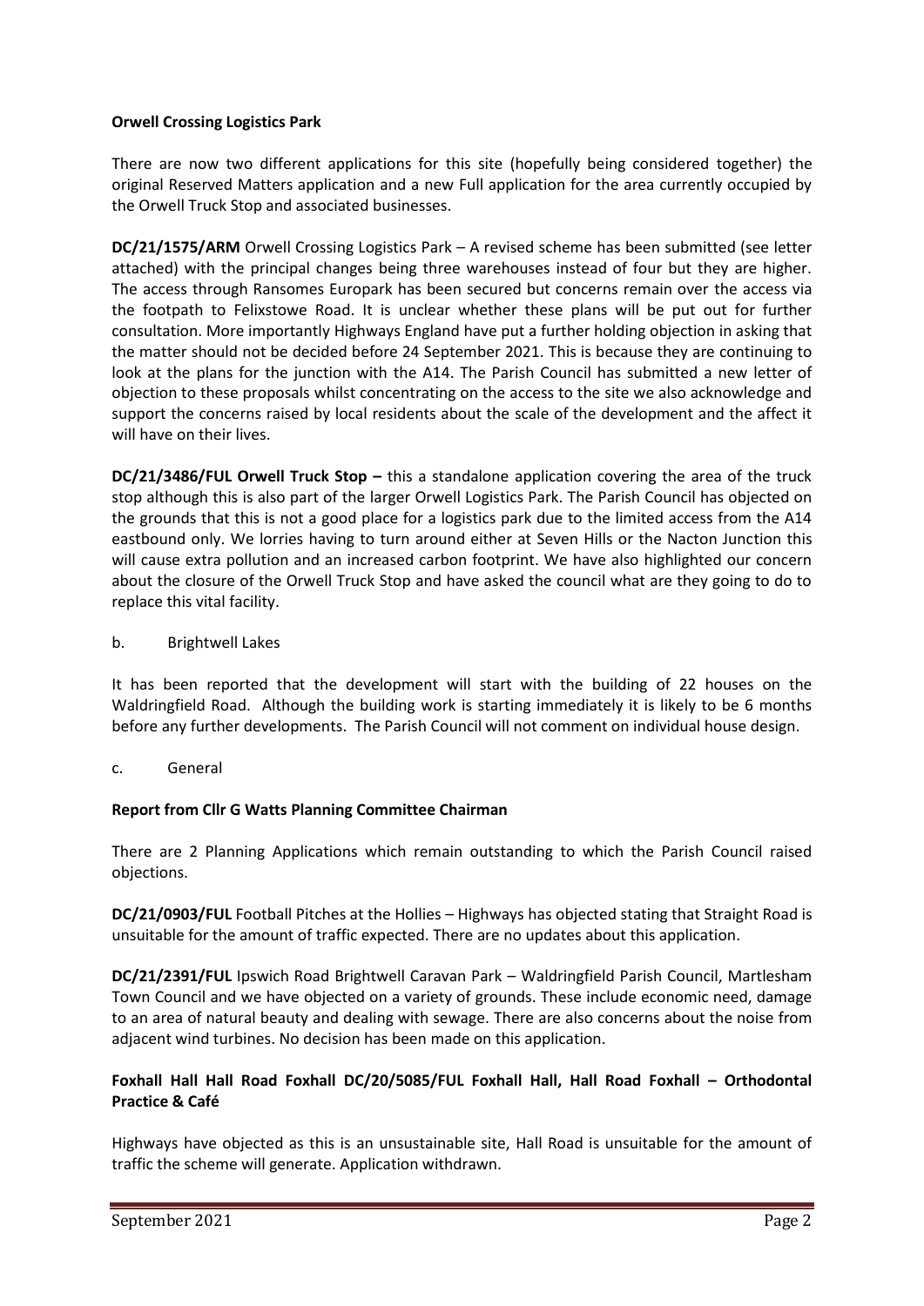**Orwell Crossing Logistics Park**

There are now two different applications for this site (hopefully being considered together) the original Reserved Matters application and a new Full application for the area currently occupied by the Orwell Truck Stop and associated businesses.

**DC/21/1575/ARM** Orwell Crossing Logistics Park – A revised scheme has been submitted (see letter attached) with the principal changes being three warehouses instead of four but they are higher. The access through Ransomes Europark has been secured but concerns remain over the access via the footpath to Felixstowe Road. It is unclear whether these plans will be put out for further consultation. More importantly Highways England have put a further holding objection in asking that the matter should not be decided before 24 September 2021. This is because they are continuing to look at the plans for the junction with the A14. The Parish Council has submitted a new letter of objection to these proposals whilst concentrating on the access to the site we also acknowledge and support the concerns raised by local residents about the scale of the development and the affect it will have on their lives.

**DC/21/3486/FUL Orwell Truck Stop –** this a standalone application covering the area of the truck stop although this is also part of the larger Orwell Logistics Park. The Parish Council has objected on the grounds that this is not a good place for a logistics park due to the limited access from the A14 eastbound only. We lorries having to turn around either at Seven Hills or the Nacton Junction this will cause extra pollution and an increased carbon footprint. We have also highlighted our concern about the closure of the Orwell Truck Stop and have asked the council what are they going to do to replace this vital facility.

b. Brightwell Lakes

It has been reported that the development will start with the building of 22 houses on the Waldringfield Road. Although the building work is starting immediately it is likely to be 6 months before any further developments. The Parish Council will not comment on individual house design.

c. General

**Report from Cllr G Watts Planning Committee Chairman**

There are 2 Planning Applications which remain outstanding to which the Parish Council raised objections.

**DC/21/0903/FUL** Football Pitches at the Hollies – Highways has objected stating that Straight Road is unsuitable for the amount of traffic expected. There are no updates about this application.

**DC/21/2391/FUL** Ipswich Road Brightwell Caravan Park – Waldringfield Parish Council, Martlesham Town Council and we have objected on a variety of grounds. These include economic need, damage to an area of natural beauty and dealing with sewage. There are also concerns about the noise from adjacent wind turbines. No decision has been made on this application.

**Foxhall Hall Hall Road Foxhall DC/20/5085/FUL Foxhall Hall, Hall Road Foxhall – Orthodontal Practice & Café**

Highways have objected as this is an unsustainable site, Hall Road is unsuitable for the amount of traffic the scheme will generate. Application withdrawn.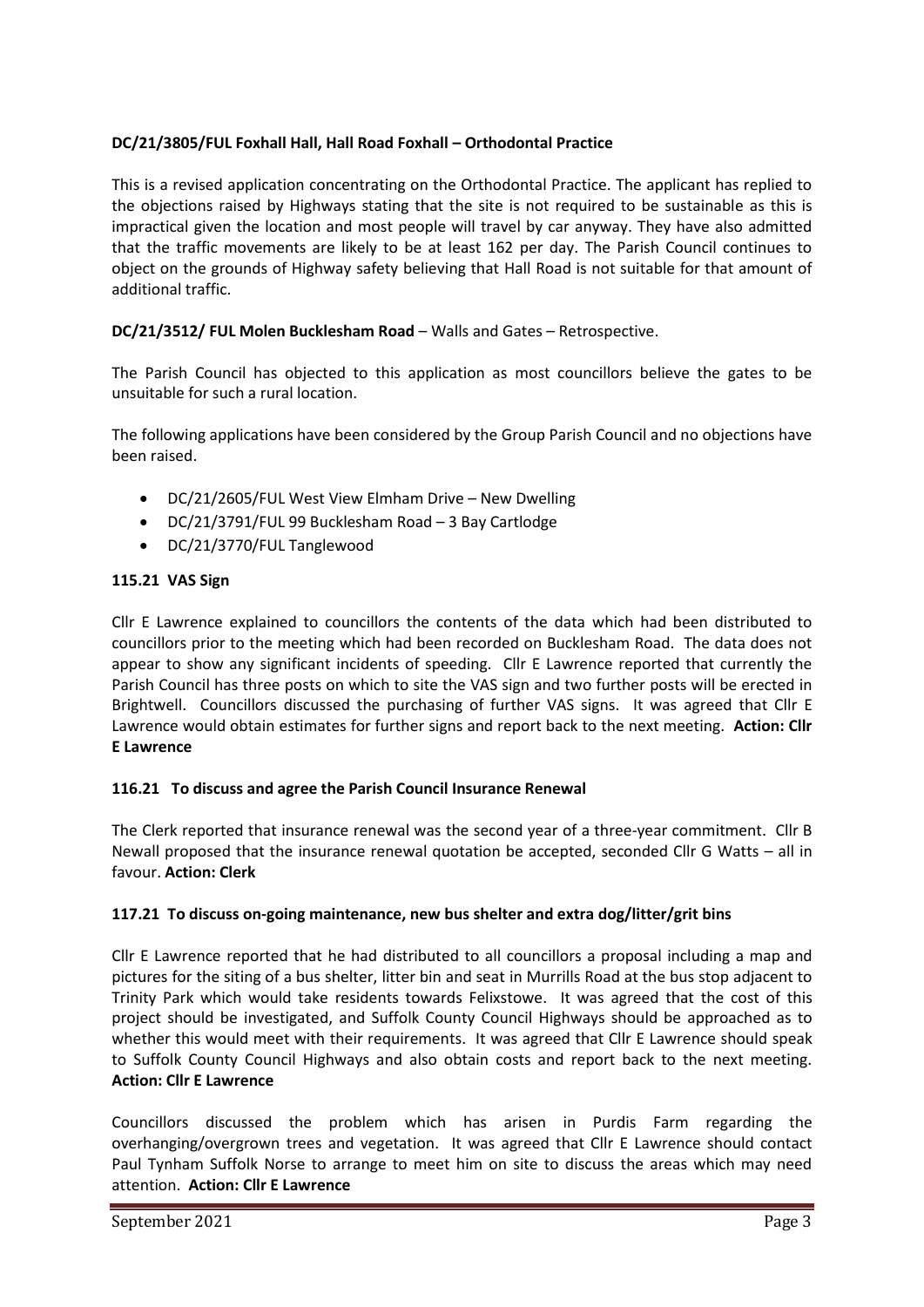**DC/21/3805/FUL Foxhall Hall, Hall Road Foxhall – Orthodontal Practice**

This is a revised application concentrating on the Orthodontal Practice. The applicant has replied to the objections raised by Highways stating that the site is not required to be sustainable as this is impractical given the location and most people will travel by car anyway. They have also admitted that the traffic movements are likely to be at least 162 per day. The Parish Council continues to object on the grounds of Highway safety believing that Hall Road is not suitable for that amount of additional traffic.

**DC/21/3512/ FUL Molen Bucklesham Road** – Walls and Gates – Retrospective.

The Parish Council has objected to this application as most councillors believe the gates to be unsuitable for such a rural location.

The following applications have been considered by the Group Parish Council and no objections have been raised.

- DC/21/2605/FUL West View Elmham Drive – New Dwelling
- DC/21/3791/FUL 99 Bucklesham Road – 3 Bay Cartlodge
- DC/21/3770/FUL Tanglewood

**115.21 VAS Sign**

Cllr E Lawrence explained to councillors the contents of the data which had been distributed to councillors prior to the meeting which had been recorded on Bucklesham Road. The data does not appear to show any significant incidents of speeding. Cllr E Lawrence reported that currently the Parish Council has three posts on which to site the VAS sign and two further posts will be erected in Brightwell. Councillors discussed the purchasing of further VAS signs. It was agreed that Cllr E Lawrence would obtain estimates for further signs and report back to the next meeting. **Action: Cllr E Lawrence**

**116.21 To discuss and agree the Parish Council Insurance Renewal**

The Clerk reported that insurance renewal was the second year of a three-year commitment. Cllr B Newall proposed that the insurance renewal quotation be accepted, seconded Cllr G Watts – all in favour. **Action: Clerk**

**117.21 To discuss on-going maintenance, new bus shelter and extra dog/litter/grit bins**

Cllr E Lawrence reported that he had distributed to all councillors a proposal including a map and pictures for the siting of a bus shelter, litter bin and seat in Murrills Road at the bus stop adjacent to Trinity Park which would take residents towards Felixstowe. It was agreed that the cost of this project should be investigated, and Suffolk County Council Highways should be approached as to whether this would meet with their requirements. It was agreed that Cllr E Lawrence should speak to Suffolk County Council Highways and also obtain costs and report back to the next meeting. **Action: Cllr E Lawrence**

Councillors discussed the problem which has arisen in Purdis Farm regarding the overhanging/overgrown trees and vegetation. It was agreed that Cllr E Lawrence should contact Paul Tynham Suffolk Norse to arrange to meet him on site to discuss the areas which may need attention. **Action: Cllr E Lawrence**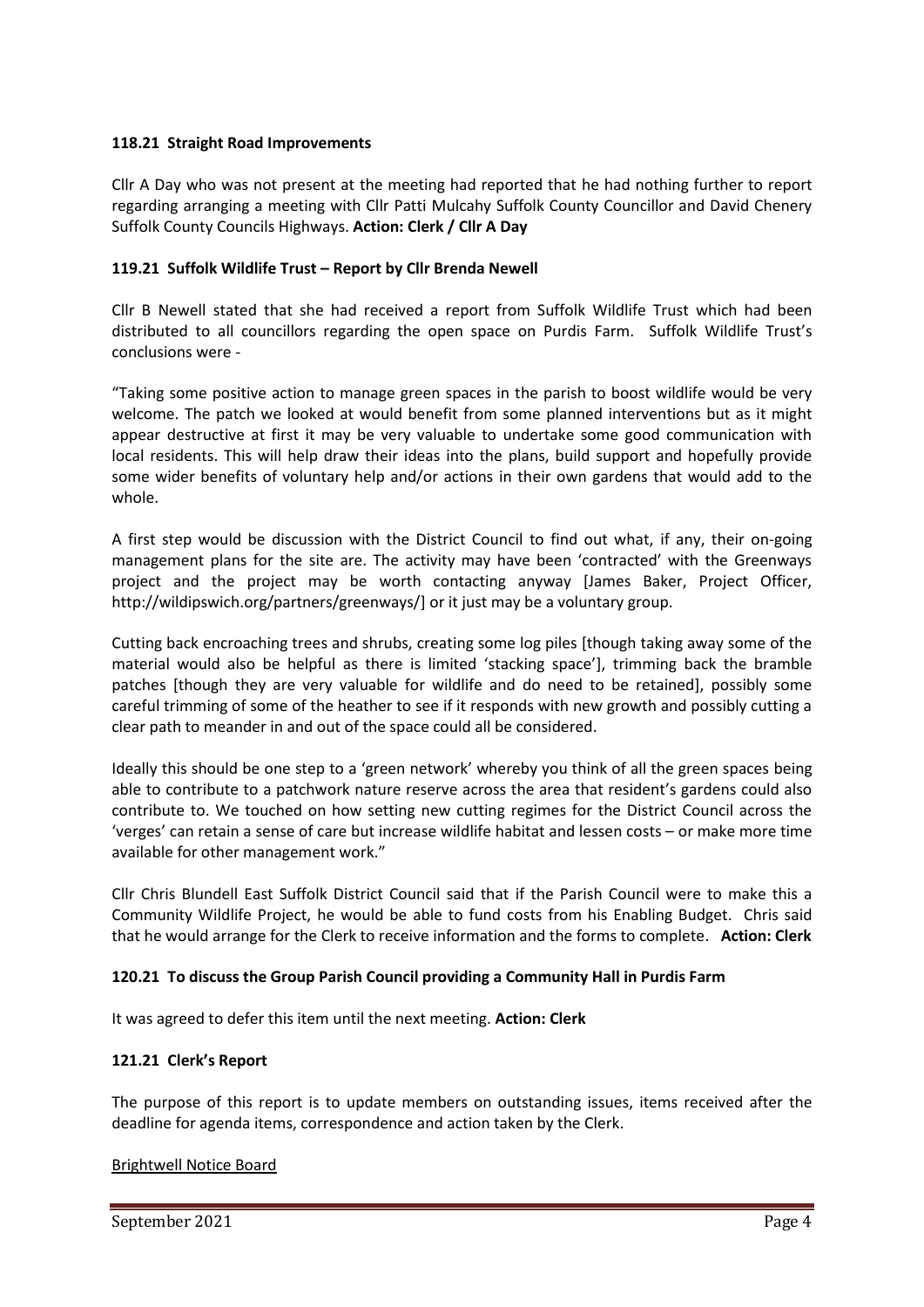**118.21 Straight Road Improvements**

Cllr A Day who was not present at the meeting had reported that he had nothing further to report regarding arranging a meeting with Cllr Patti Mulcahy Suffolk County Councillor and David Chenery Suffolk County Councils Highways. **Action: Clerk / Cllr A Day**

**119.21 Suffolk Wildlife Trust – Report by Cllr Brenda Newell**

Cllr B Newell stated that she had received a report from Suffolk Wildlife Trust which had been distributed to all councillors regarding the open space on Purdis Farm. Suffolk Wildlife Trust's conclusions were -

"Taking some positive action to manage green spaces in the parish to boost wildlife would be very welcome. The patch we looked at would benefit from some planned interventions but as it might appear destructive at first it may be very valuable to undertake some good communication with local residents. This will help draw their ideas into the plans, build support and hopefully provide some wider benefits of voluntary help and/or actions in their own gardens that would add to the whole.

A first step would be discussion with the District Council to find out what, if any, their on-going management plans for the site are. The activity may have been 'contracted' with the Greenways project and the project may be worth contacting anyway [James Baker, Project Officer, http://wildipswich.org/partners/greenways/] or it just may be a voluntary group.

Cutting back encroaching trees and shrubs, creating some log piles [though taking away some of the material would also be helpful as there is limited 'stacking space'], trimming back the bramble patches [though they are very valuable for wildlife and do need to be retained], possibly some careful trimming of some of the heather to see if it responds with new growth and possibly cutting a clear path to meander in and out of the space could all be considered.

Ideally this should be one step to a 'green network' whereby you think of all the green spaces being able to contribute to a patchwork nature reserve across the area that resident's gardens could also contribute to. We touched on how setting new cutting regimes for the District Council across the 'verges' can retain a sense of care but increase wildlife habitat and lessen costs – or make more time available for other management work."

Cllr Chris Blundell East Suffolk District Council said that if the Parish Council were to make this a Community Wildlife Project, he would be able to fund costs from his Enabling Budget. Chris said that he would arrange for the Clerk to receive information and the forms to complete. **Action: Clerk**

**120.21 To discuss the Group Parish Council providing a Community Hall in Purdis Farm**

It was agreed to defer this item until the next meeting. **Action: Clerk**

**121.21 Clerk's Report**

The purpose of this report is to update members on outstanding issues, items received after the deadline for agenda items, correspondence and action taken by the Clerk.

Brightwell Notice Board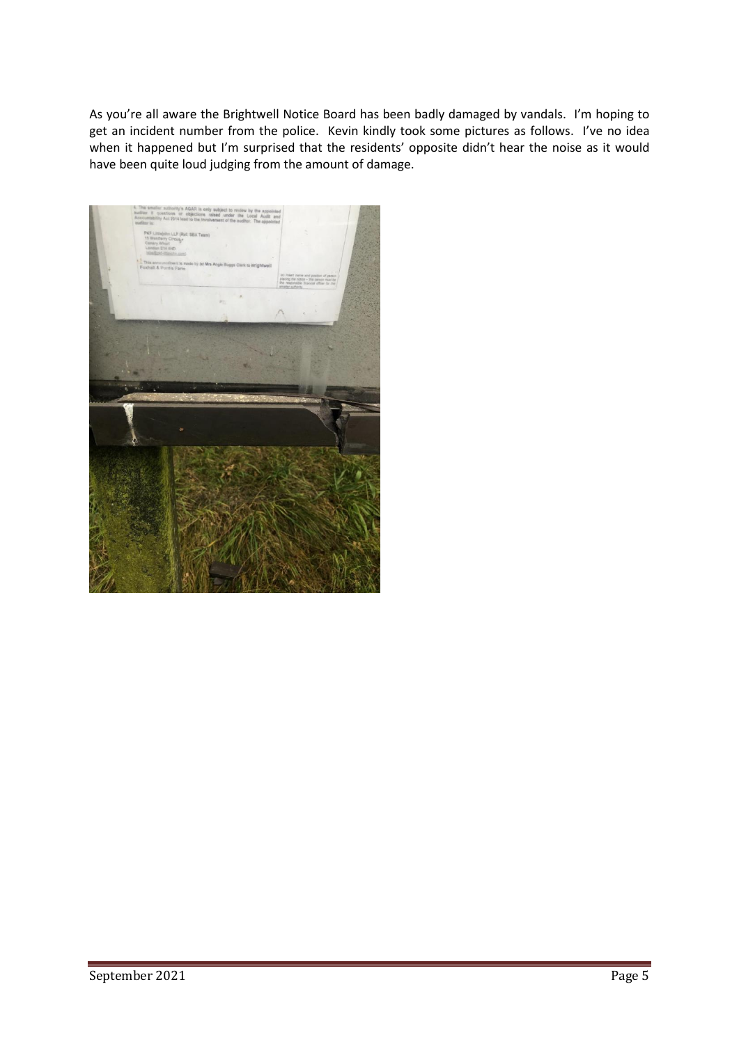As you're all aware the Brightwell Notice Board has been badly damaged by vandals. I'm hoping to get an incident number from the police. Kevin kindly took some pictures as follows. I've no idea when it happened but I'm surprised that the residents' opposite didn't hear the noise as it would have been quite loud judging from the amount of damage.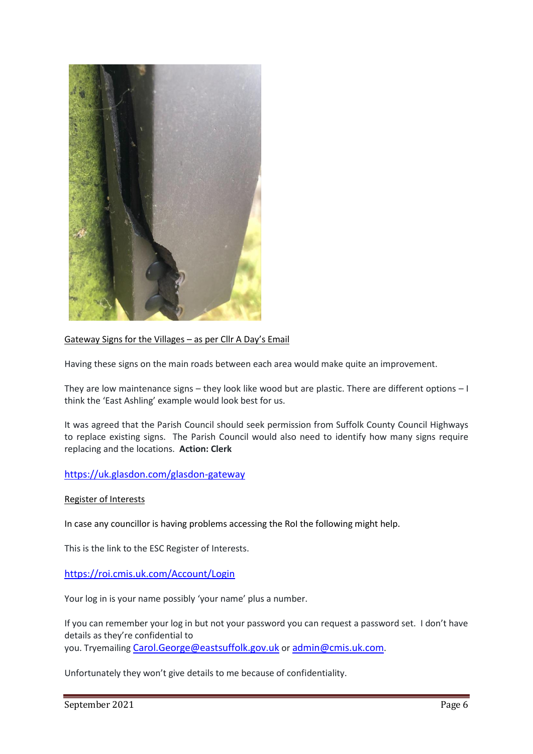Gateway Signs for the Villages – as per Cllr A Day's Email

Having these signs on the main roads between each area would make quite an improvement.

They are low maintenance signs – they look like wood but are plastic. There are different options – I think the 'East Ashling' example would look best for us.

It was agreed that the Parish Council should seek permission from Suffolk County Council Highways to replace existing signs. The Parish Council would also need to identify how many signs require replacing and the locations. **Action: Clerk**

[https://uk.glasdon.com/glasdon-gateway](https://uk.glasdon.com/glasdon-gateway)

Register of Interests

In case any councillor is having problems accessing the RoI the following might help.

This is the link to the ESC Register of Interests.

[https://roi.cmis.uk.com/Account/Login](https://roi.cmis.uk.com/Account/Login)

Your log in is your name possibly 'your name' plus a number.

If you can remember your log in but not your password you can request a password set. I don't have details as they're confidential to
you. Tryemailing [Carol.George@eastsuffolk.gov.uk](mailto:Carol.George@eastsuffolk.gov.uk) or [admin@cmis.uk.com](mailto:admin@cmis.uk.com).

Unfortunately they won't give details to me because of confidentiality.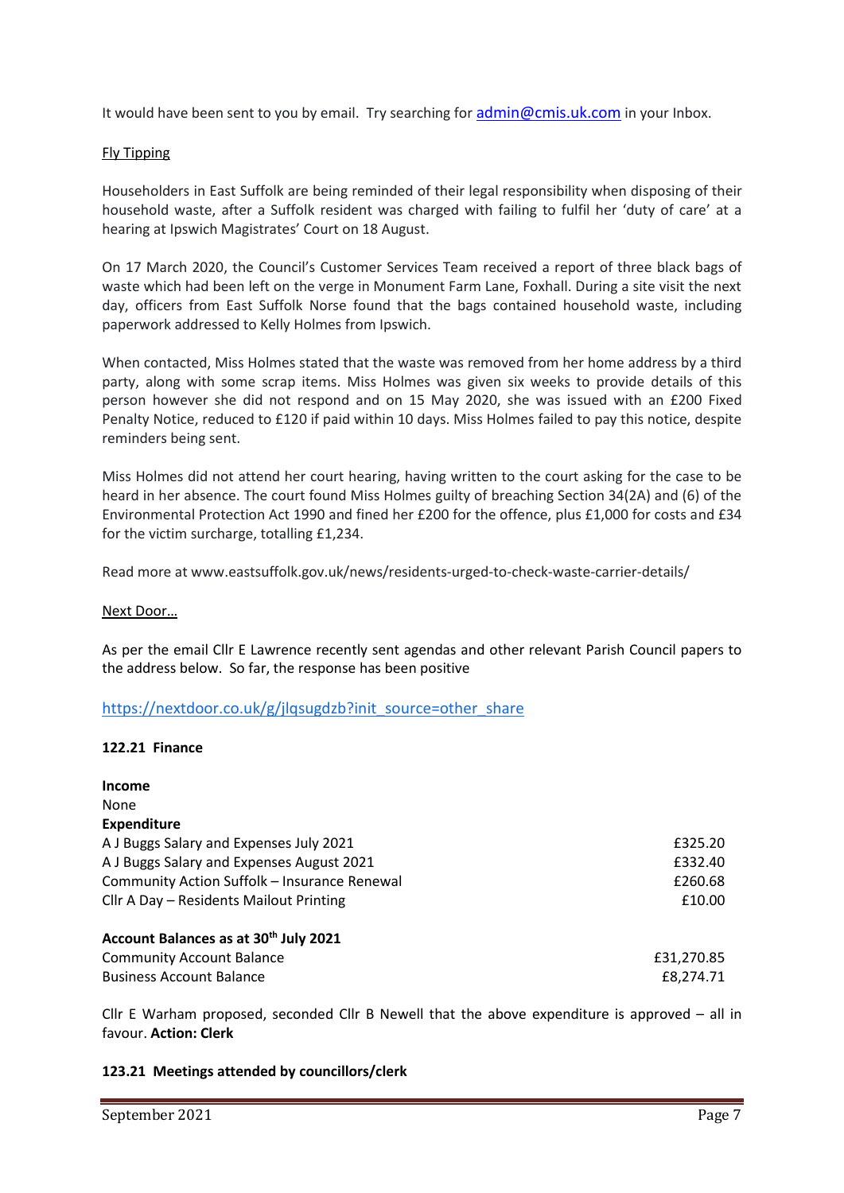It would have been sent to you by email. Try searching for [admin@cmis.uk.com](mailto:admin@cmis.uk.com) in your Inbox.

Fly Tipping

Householders in East Suffolk are being reminded of their legal responsibility when disposing of their household waste, after a Suffolk resident was charged with failing to fulfil her 'duty of care' at a hearing at Ipswich Magistrates' Court on 18 August.

On 17 March 2020, the Council's Customer Services Team received a report of three black bags of waste which had been left on the verge in Monument Farm Lane, Foxhall. During a site visit the next day, officers from East Suffolk Norse found that the bags contained household waste, including paperwork addressed to Kelly Holmes from Ipswich.

When contacted, Miss Holmes stated that the waste was removed from her home address by a third party, along with some scrap items. Miss Holmes was given six weeks to provide details of this person however she did not respond and on 15 May 2020, she was issued with an £200 Fixed Penalty Notice, reduced to £120 if paid within 10 days. Miss Holmes failed to pay this notice, despite reminders being sent.

Miss Holmes did not attend her court hearing, having written to the court asking for the case to be heard in her absence. The court found Miss Holmes guilty of breaching Section 34(2A) and (6) of the Environmental Protection Act 1990 and fined her £200 for the offence, plus £1,000 for costs and £34 for the victim surcharge, totalling £1,234.

Read more at www.eastsuffolk.gov.uk/news/residents-urged-to-check-waste-carrier-details/

Next Door…

As per the email Cllr E Lawrence recently sent agendas and other relevant Parish Council papers to the address below. So far, the response has been positive

https://nextdoor.co.uk/g/jlqsugdzb?init_source=other_share

**122.21 Finance**

**Income**
None

**Expenditure**

| | |
|---|---|
| A J Buggs Salary and Expenses July 2021 | £325.20 |
| A J Buggs Salary and Expenses August 2021 | £332.40 |
| Community Action Suffolk – Insurance Renewal | £260.68 |
| Cllr A Day – Residents Mailout Printing | £10.00 |

**Account Balances as at 30th July 2021**

| | |
|---|---|
| Community Account Balance | £31,270.85 |
| Business Account Balance | £8,274.71 |

Cllr E Warham proposed, seconded Cllr B Newell that the above expenditure is approved – all in favour. **Action: Clerk**

**123.21 Meetings attended by councillors/clerk**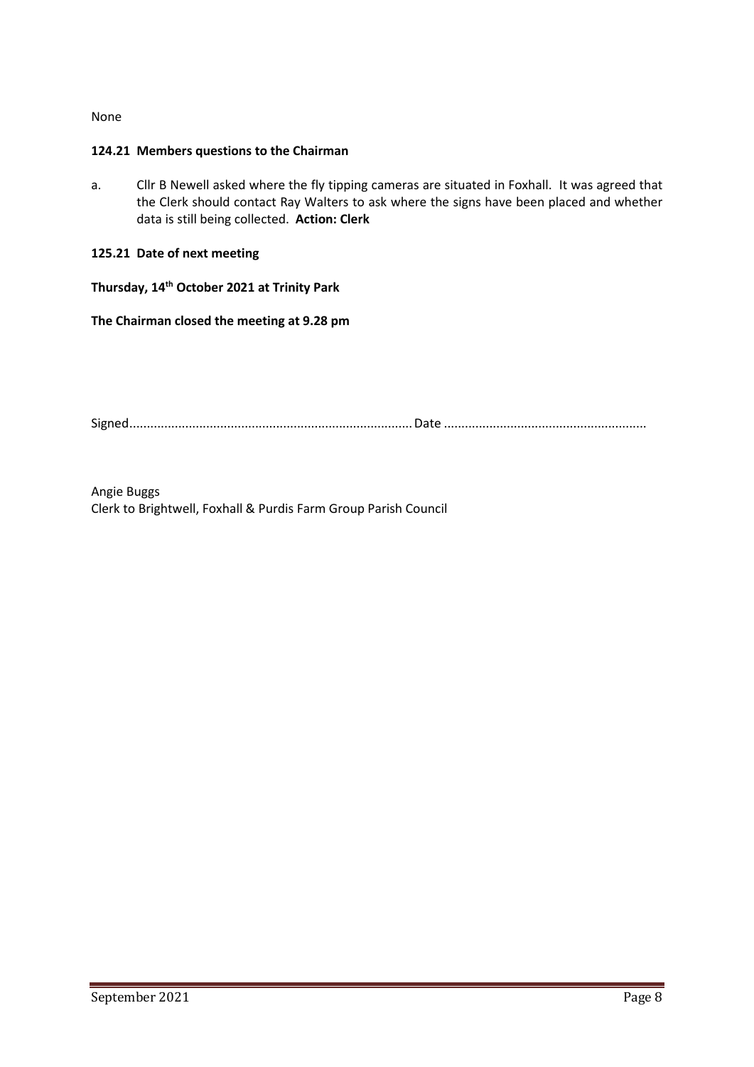None

**124.21 Members questions to the Chairman**

a. Cllr B Newell asked where the fly tipping cameras are situated in Foxhall. It was agreed that the Clerk should contact Ray Walters to ask where the signs have been placed and whether data is still being collected. **Action: Clerk**

**125.21 Date of next meeting**

**Thursday, 14th October 2021 at Trinity Park**

**The Chairman closed the meeting at 9.28 pm**

Signed................................................................................ Date .........................................................

Angie Buggs
Clerk to Brightwell, Foxhall & Purdis Farm Group Parish Council